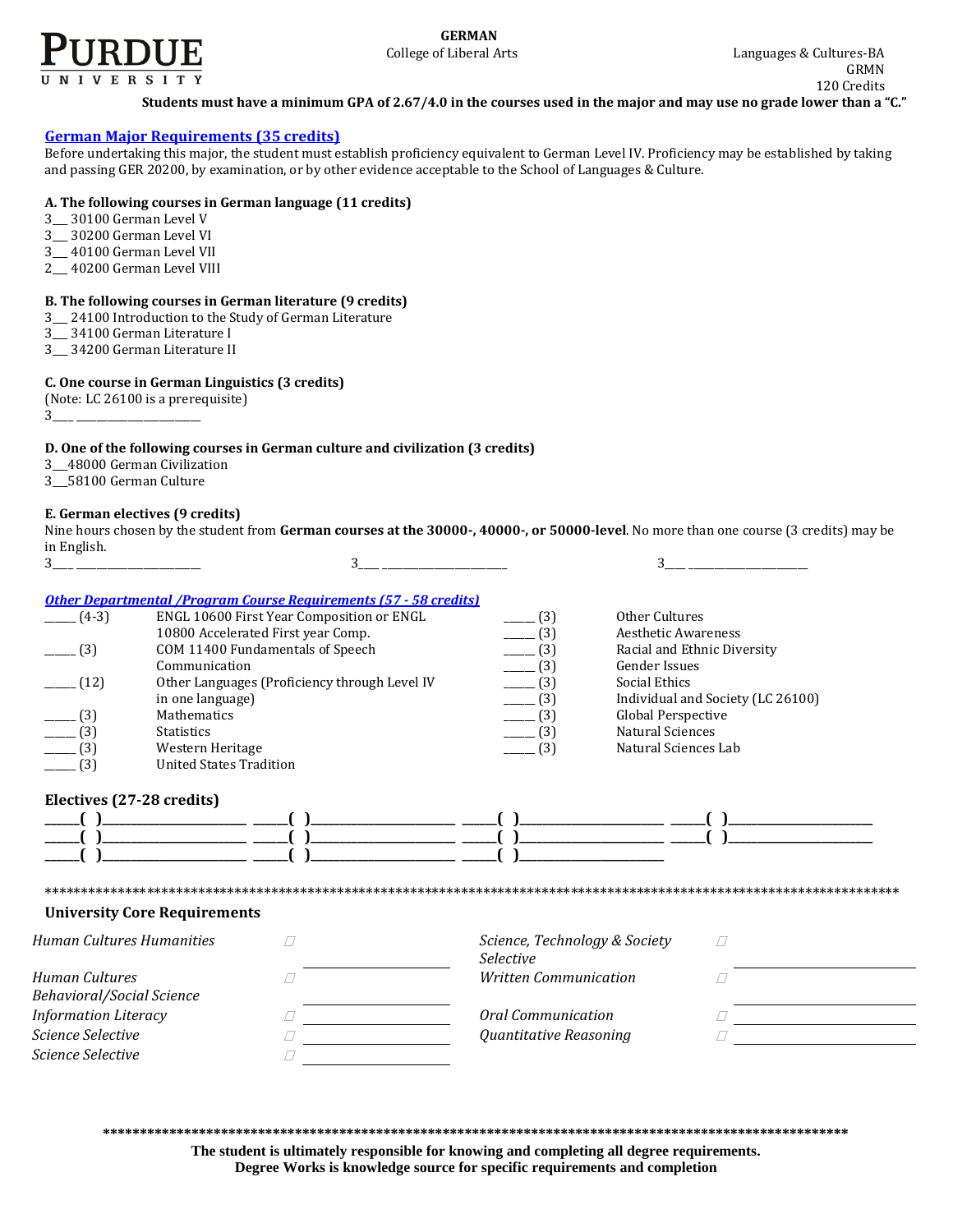**PURDUE UNIVERSITY**

**GERMAN**
College of Liberal Arts

Languages & Cultures-BA
GRMN
120 Credits

**Students must have a minimum GPA of 2.67/4.0 in the courses used in the major and may use no grade lower than a "C."**

## German Major Requirements (35 credits)

Before undertaking this major, the student must establish proficiency equivalent to German Level IV. Proficiency may be established by taking and passing GER 20200, by examination, or by other evidence acceptable to the School of Languages & Culture.

**A. The following courses in German language (11 credits)**

3___ 30100 German Level V
3___ 30200 German Level VI
3___ 40100 German Level VII
2___ 40200 German Level VIII

**B. The following courses in German literature (9 credits)**

3___ 24100 Introduction to the Study of German Literature
3___ 34100 German Literature I
3___ 34200 German Literature II

**C. One course in German Linguistics (3 credits)**

(Note: LC 26100 is a prerequisite)
3____ ______________________

**D. One of the following courses in German culture and civilization (3 credits)**

3___48000 German Civilization
3___58100 German Culture

**E. German electives (9 credits)**

Nine hours chosen by the student from **German courses at the 30000-, 40000-, or 50000-level**. No more than one course (3 credits) may be in English.

3____ ______________________ 3____ ______________________ 3____ ______________________

## *Other Departmental /Program Course Requirements (57 - 58 credits)*

| | | | |
|---|---|---|---|
| _____ (4-3) | ENGL 10600 First Year Composition or ENGL 10800 Accelerated First year Comp. | _____ (3) | Other Cultures |
| _____ (3) | COM 11400 Fundamentals of Speech Communication | _____ (3) | Aesthetic Awareness |
| _____ (12) | Other Languages (Proficiency through Level IV in one language) | _____ (3) | Racial and Ethnic Diversity |
| | | _____ (3) | Gender Issues |
| | | _____ (3) | Social Ethics |
| | | _____ (3) | Individual and Society (LC 26100) |
| _____ (3) | Mathematics | _____ (3) | Global Perspective |
| _____ (3) | Statistics | _____ (3) | Natural Sciences |
| _____ (3) | Western Heritage | _____ (3) | Natural Sciences Lab |
| _____ (3) | United States Tradition | | |

## Electives (27-28 credits)

_____( )______________________ _____( )______________________ _____( )______________________ _____( )______________________
_____( )______________________ _____( )______________________ _____( )______________________ _____( )______________________
_____( )______________________ _____( )______________________ _____( )______________________

*******************************************************************************************************************

## University Core Requirements

| | | | |
|---|---|---|---|
| *Human Cultures Humanities* | ☐ ____________ | *Science, Technology & Society Selective* | ☐ ____________ |
| *Human Cultures Behavioral/Social Science* | ☐ ____________ | *Written Communication* | ☐ ____________ |
| *Information Literacy* | ☐ ____________ | *Oral Communication* | ☐ ____________ |
| *Science Selective* | ☐ ____________ | *Quantitative Reasoning* | ☐ ____________ |
| *Science Selective* | ☐ ____________ | | |

***************************************************************************************************

**The student is ultimately responsible for knowing and completing all degree requirements.**
**Degree Works is knowledge source for specific requirements and completion**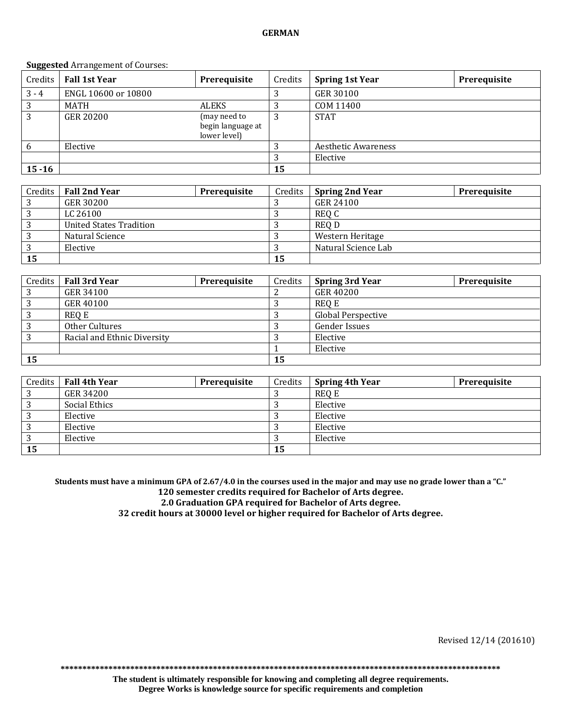**GERMAN**

**Suggested** Arrangement of Courses:

| Credits | Fall 1st Year | Prerequisite | Credits | Spring 1st Year | Prerequisite |
|---|---|---|---|---|---|
| 3 - 4 | ENGL 10600 or 10800 | | 3 | GER 30100 | |
| 3 | MATH | ALEKS | 3 | COM 11400 | |
| 3 | GER 20200 | (may need to begin language at lower level) | 3 | STAT | |
| 6 | Elective | | 3 | Aesthetic Awareness | |
| | | | 3 | Elective | |
| **15 -16** | | | **15** | | |

| Credits | Fall 2nd Year | Prerequisite | Credits | Spring 2nd Year | Prerequisite |
|---|---|---|---|---|---|
| 3 | GER 30200 | | 3 | GER 24100 | |
| 3 | LC 26100 | | 3 | REQ C | |
| 3 | United States Tradition | | 3 | REQ D | |
| 3 | Natural Science | | 3 | Western Heritage | |
| 3 | Elective | | 3 | Natural Science Lab | |
| **15** | | | **15** | | |

| Credits | Fall 3rd Year | Prerequisite | Credits | Spring 3rd Year | Prerequisite |
|---|---|---|---|---|---|
| 3 | GER 34100 | | 2 | GER 40200 | |
| 3 | GER 40100 | | 3 | REQ E | |
| 3 | REQ E | | 3 | Global Perspective | |
| 3 | Other Cultures | | 3 | Gender Issues | |
| 3 | Racial and Ethnic Diversity | | 3 | Elective | |
| | | | 1 | Elective | |
| **15** | | | **15** | | |

| Credits | Fall 4th Year | Prerequisite | Credits | Spring 4th Year | Prerequisite |
|---|---|---|---|---|---|
| 3 | GER 34200 | | 3 | REQ E | |
| 3 | Social Ethics | | 3 | Elective | |
| 3 | Elective | | 3 | Elective | |
| 3 | Elective | | 3 | Elective | |
| 3 | Elective | | 3 | Elective | |
| **15** | | | **15** | | |

**Students must have a minimum GPA of 2.67/4.0 in the courses used in the major and may use no grade lower than a "C."**
**120 semester credits required for Bachelor of Arts degree.**
**2.0 Graduation GPA required for Bachelor of Arts degree.**
**32 credit hours at 30000 level or higher required for Bachelor of Arts degree.**

Revised 12/14 (201610)

****************************************************************************************************

**The student is ultimately responsible for knowing and completing all degree requirements.**
**Degree Works is knowledge source for specific requirements and completion**